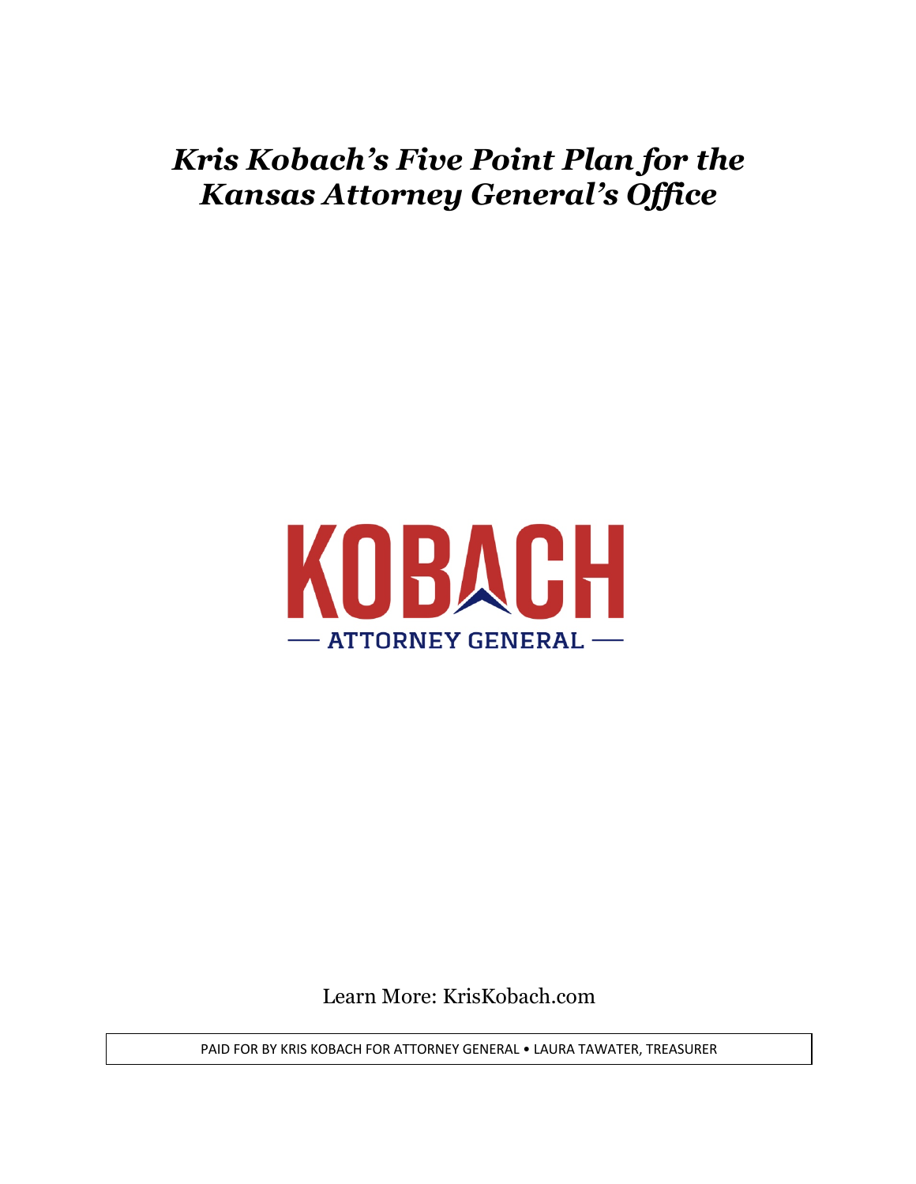# *Kris Kobach's Five Point Plan for the Kansas Attorney General's Office*

KOBACH

— ATTORNEY GENERAL —

Learn More: KrisKobach.com

PAID FOR BY KRIS KOBACH FOR ATTORNEY GENERAL • LAURA TAWATER, TREASURER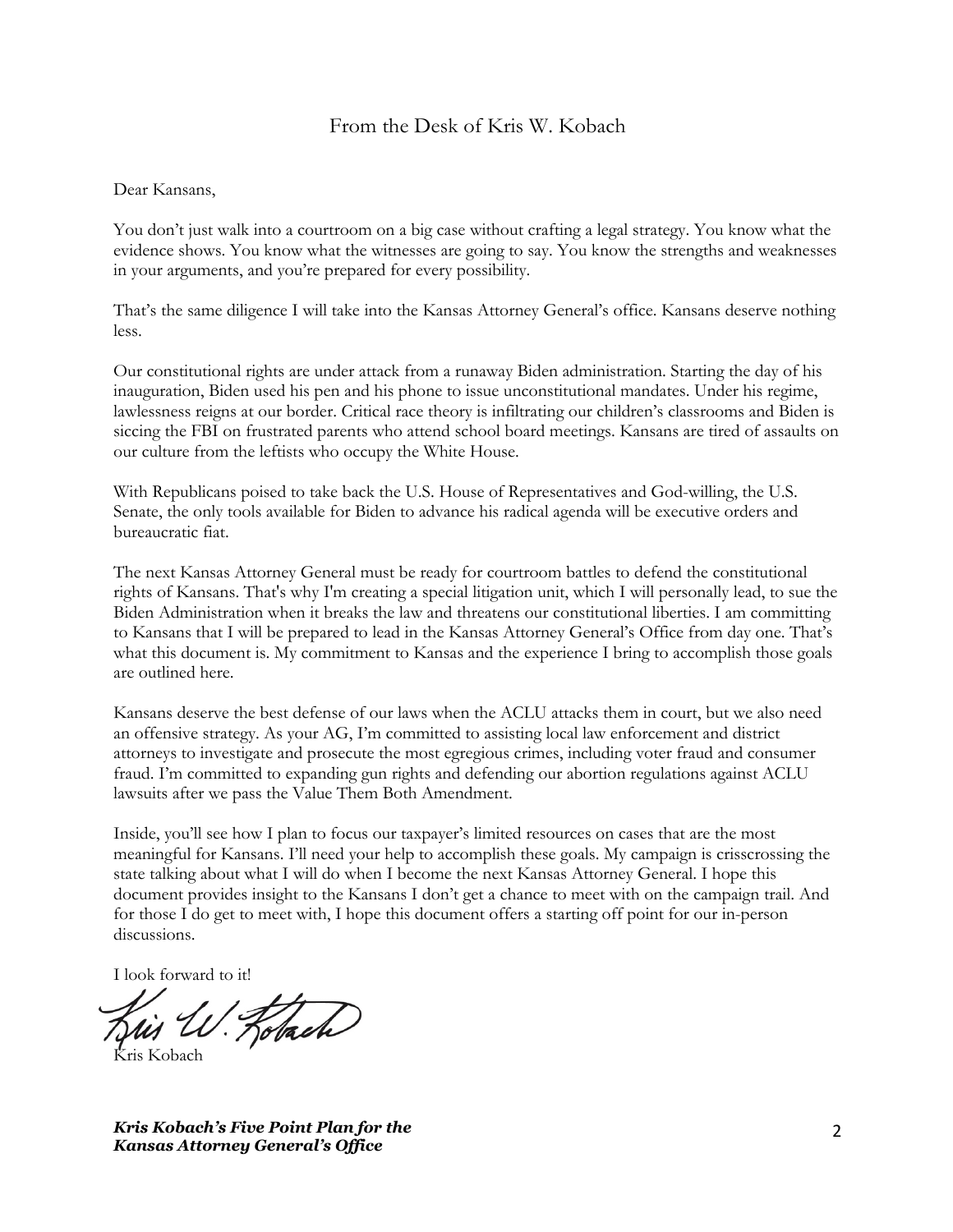From the Desk of Kris W. Kobach

Dear Kansans,

You don't just walk into a courtroom on a big case without crafting a legal strategy. You know what the evidence shows. You know what the witnesses are going to say. You know the strengths and weaknesses in your arguments, and you're prepared for every possibility.

That's the same diligence I will take into the Kansas Attorney General's office. Kansans deserve nothing less.

Our constitutional rights are under attack from a runaway Biden administration. Starting the day of his inauguration, Biden used his pen and his phone to issue unconstitutional mandates. Under his regime, lawlessness reigns at our border. Critical race theory is infiltrating our children's classrooms and Biden is siccing the FBI on frustrated parents who attend school board meetings. Kansans are tired of assaults on our culture from the leftists who occupy the White House.

With Republicans poised to take back the U.S. House of Representatives and God-willing, the U.S. Senate, the only tools available for Biden to advance his radical agenda will be executive orders and bureaucratic fiat.

The next Kansas Attorney General must be ready for courtroom battles to defend the constitutional rights of Kansans. That's why I'm creating a special litigation unit, which I will personally lead, to sue the Biden Administration when it breaks the law and threatens our constitutional liberties. I am committing to Kansans that I will be prepared to lead in the Kansas Attorney General's Office from day one. That's what this document is. My commitment to Kansas and the experience I bring to accomplish those goals are outlined here.

Kansans deserve the best defense of our laws when the ACLU attacks them in court, but we also need an offensive strategy. As your AG, I'm committed to assisting local law enforcement and district attorneys to investigate and prosecute the most egregious crimes, including voter fraud and consumer fraud. I'm committed to expanding gun rights and defending our abortion regulations against ACLU lawsuits after we pass the Value Them Both Amendment.

Inside, you'll see how I plan to focus our taxpayer's limited resources on cases that are the most meaningful for Kansans. I'll need your help to accomplish these goals. My campaign is crisscrossing the state talking about what I will do when I become the next Kansas Attorney General. I hope this document provides insight to the Kansans I don't get a chance to meet with on the campaign trail. And for those I do get to meet with, I hope this document offers a starting off point for our in-person discussions.

I look forward to it!

Kris W. Kobach

Kris Kobach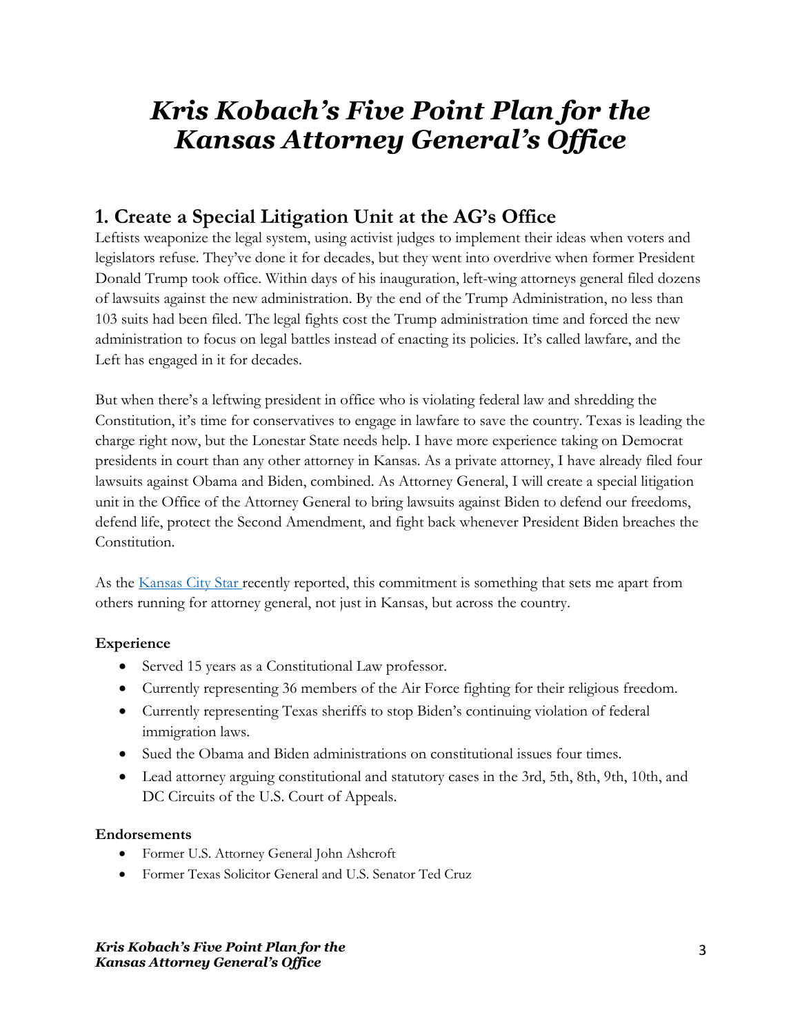# *Kris Kobach's Five Point Plan for the Kansas Attorney General's Office*

## 1. Create a Special Litigation Unit at the AG's Office

Leftists weaponize the legal system, using activist judges to implement their ideas when voters and legislators refuse. They've done it for decades, but they went into overdrive when former President Donald Trump took office. Within days of his inauguration, left-wing attorneys general filed dozens of lawsuits against the new administration. By the end of the Trump Administration, no less than 103 suits had been filed. The legal fights cost the Trump administration time and forced the new administration to focus on legal battles instead of enacting its policies. It's called lawfare, and the Left has engaged in it for decades.

But when there's a leftwing president in office who is violating federal law and shredding the Constitution, it's time for conservatives to engage in lawfare to save the country. Texas is leading the charge right now, but the Lonestar State needs help. I have more experience taking on Democrat presidents in court than any other attorney in Kansas. As a private attorney, I have already filed four lawsuits against Obama and Biden, combined. As Attorney General, I will create a special litigation unit in the Office of the Attorney General to bring lawsuits against Biden to defend our freedoms, defend life, protect the Second Amendment, and fight back whenever President Biden breaches the Constitution.

As the Kansas City Star recently reported, this commitment is something that sets me apart from others running for attorney general, not just in Kansas, but across the country.

**Experience**

- Served 15 years as a Constitutional Law professor.
- Currently representing 36 members of the Air Force fighting for their religious freedom.
- Currently representing Texas sheriffs to stop Biden's continuing violation of federal immigration laws.
- Sued the Obama and Biden administrations on constitutional issues four times.
- Lead attorney arguing constitutional and statutory cases in the 3rd, 5th, 8th, 9th, 10th, and DC Circuits of the U.S. Court of Appeals.

**Endorsements**

- Former U.S. Attorney General John Ashcroft
- Former Texas Solicitor General and U.S. Senator Ted Cruz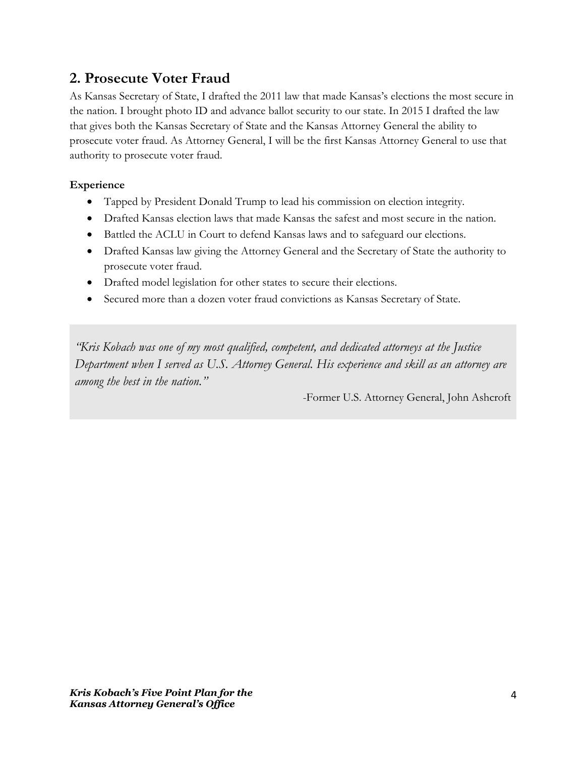## 2. Prosecute Voter Fraud

As Kansas Secretary of State, I drafted the 2011 law that made Kansas's elections the most secure in the nation. I brought photo ID and advance ballot security to our state. In 2015 I drafted the law that gives both the Kansas Secretary of State and the Kansas Attorney General the ability to prosecute voter fraud. As Attorney General, I will be the first Kansas Attorney General to use that authority to prosecute voter fraud.

**Experience**

- Tapped by President Donald Trump to lead his commission on election integrity.
- Drafted Kansas election laws that made Kansas the safest and most secure in the nation.
- Battled the ACLU in Court to defend Kansas laws and to safeguard our elections.
- Drafted Kansas law giving the Attorney General and the Secretary of State the authority to prosecute voter fraud.
- Drafted model legislation for other states to secure their elections.
- Secured more than a dozen voter fraud convictions as Kansas Secretary of State.

> *"Kris Kobach was one of my most qualified, competent, and dedicated attorneys at the Justice Department when I served as U.S. Attorney General. His experience and skill as an attorney are among the best in the nation."*
>
> -Former U.S. Attorney General, John Ashcroft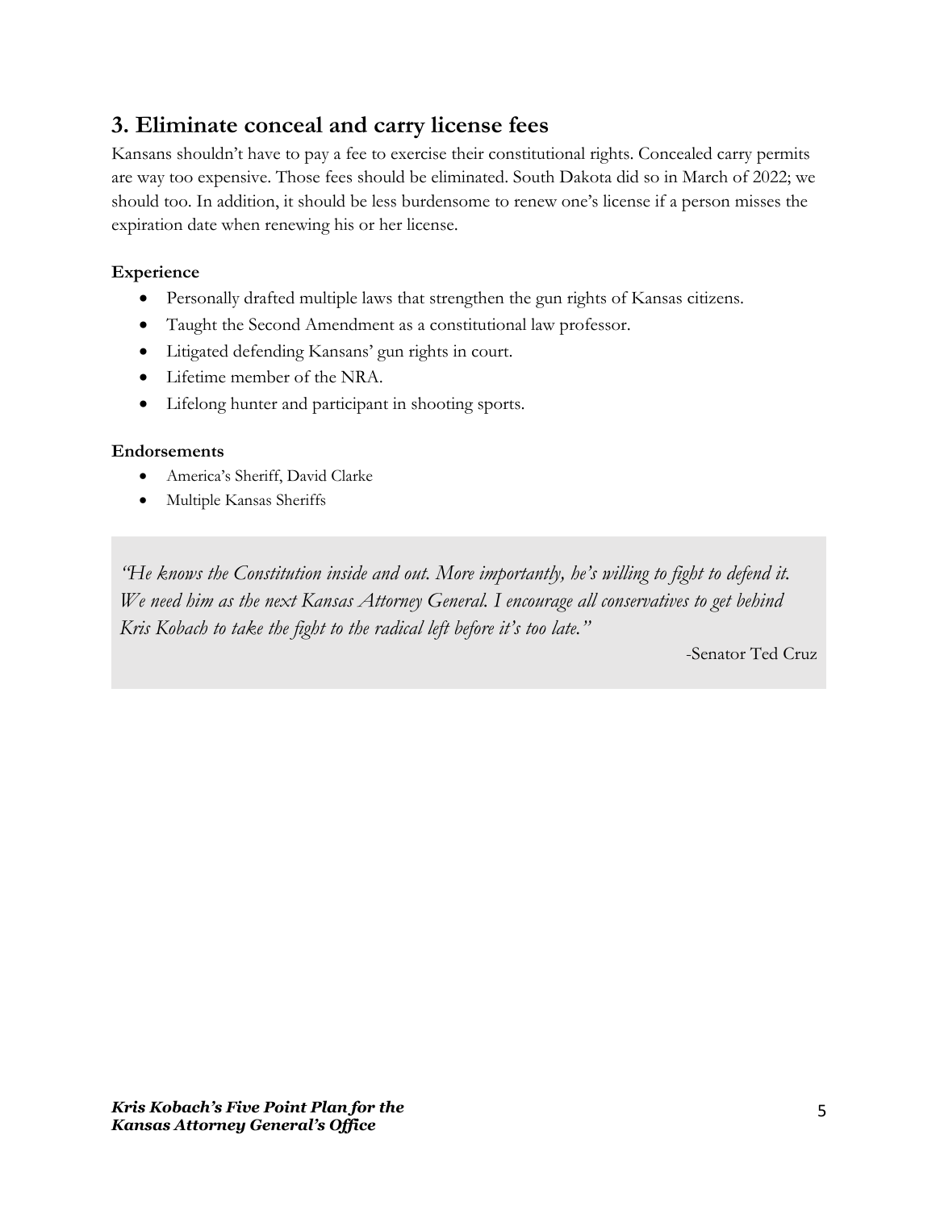## 3. Eliminate conceal and carry license fees

Kansans shouldn't have to pay a fee to exercise their constitutional rights. Concealed carry permits are way too expensive. Those fees should be eliminated. South Dakota did so in March of 2022; we should too. In addition, it should be less burdensome to renew one's license if a person misses the expiration date when renewing his or her license.

### Experience

- Personally drafted multiple laws that strengthen the gun rights of Kansas citizens.
- Taught the Second Amendment as a constitutional law professor.
- Litigated defending Kansans' gun rights in court.
- Lifetime member of the NRA.
- Lifelong hunter and participant in shooting sports.

### Endorsements

- America's Sheriff, David Clarke
- Multiple Kansas Sheriffs

> *"He knows the Constitution inside and out. More importantly, he's willing to fight to defend it. We need him as the next Kansas Attorney General. I encourage all conservatives to get behind Kris Kobach to take the fight to the radical left before it's too late."*
>
> -Senator Ted Cruz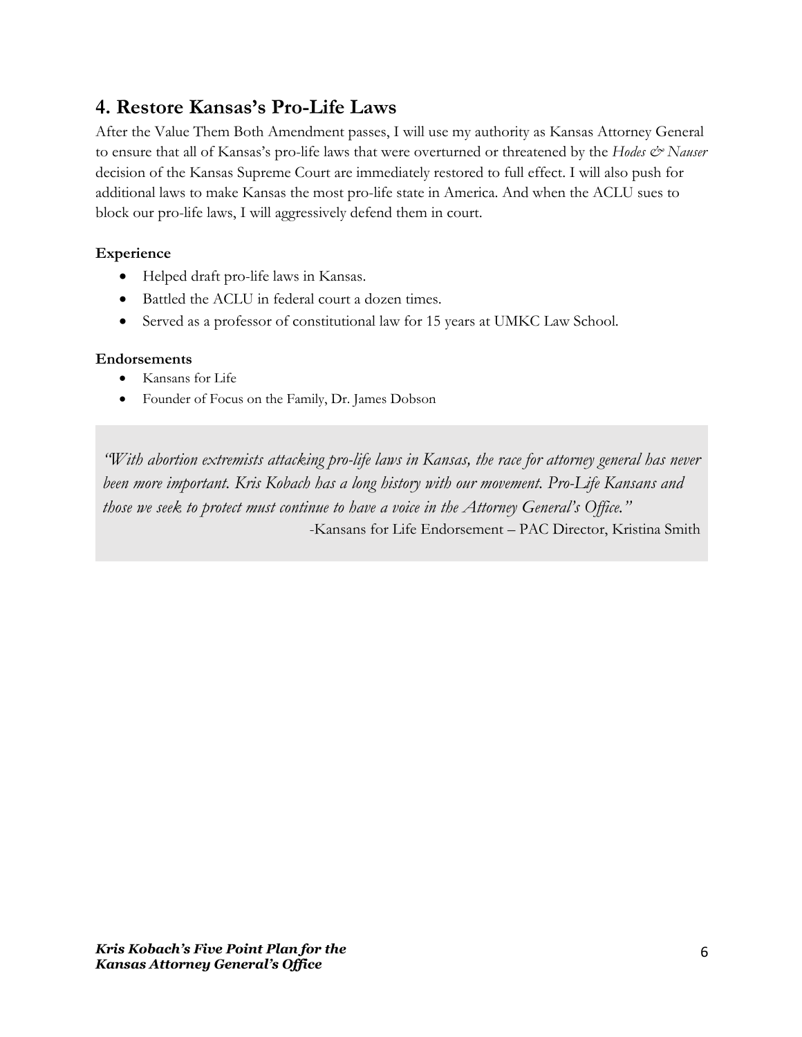## 4. Restore Kansas's Pro-Life Laws

After the Value Them Both Amendment passes, I will use my authority as Kansas Attorney General to ensure that all of Kansas's pro-life laws that were overturned or threatened by the *Hodes & Nauser* decision of the Kansas Supreme Court are immediately restored to full effect. I will also push for additional laws to make Kansas the most pro-life state in America. And when the ACLU sues to block our pro-life laws, I will aggressively defend them in court.

**Experience**

- Helped draft pro-life laws in Kansas.
- Battled the ACLU in federal court a dozen times.
- Served as a professor of constitutional law for 15 years at UMKC Law School.

**Endorsements**

- Kansans for Life
- Founder of Focus on the Family, Dr. James Dobson

> *"With abortion extremists attacking pro-life laws in Kansas, the race for attorney general has never been more important. Kris Kobach has a long history with our movement. Pro-Life Kansans and those we seek to protect must continue to have a voice in the Attorney General's Office."*
>
> -Kansans for Life Endorsement – PAC Director, Kristina Smith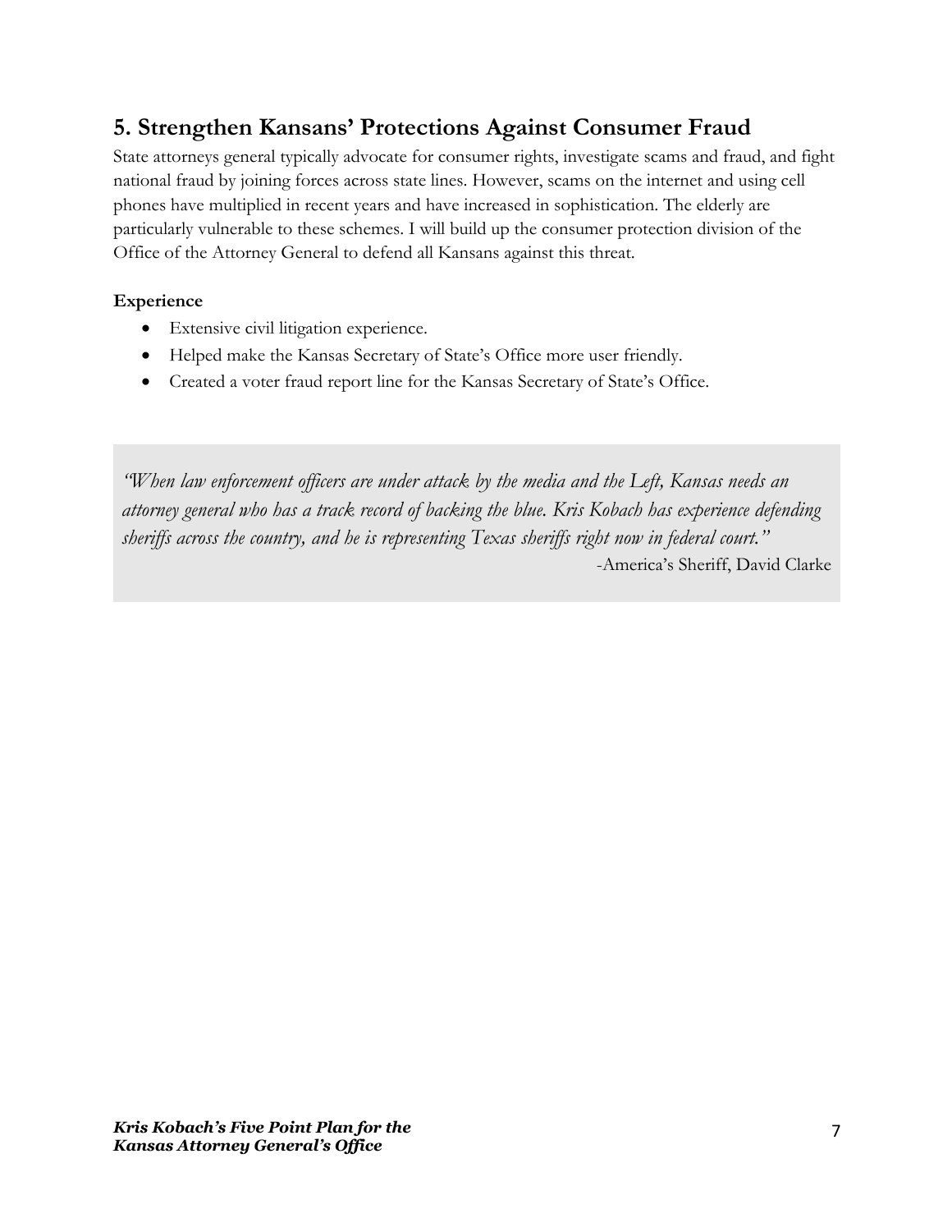## 5. Strengthen Kansans' Protections Against Consumer Fraud

State attorneys general typically advocate for consumer rights, investigate scams and fraud, and fight national fraud by joining forces across state lines. However, scams on the internet and using cell phones have multiplied in recent years and have increased in sophistication. The elderly are particularly vulnerable to these schemes. I will build up the consumer protection division of the Office of the Attorney General to defend all Kansans against this threat.

**Experience**

- Extensive civil litigation experience.
- Helped make the Kansas Secretary of State's Office more user friendly.
- Created a voter fraud report line for the Kansas Secretary of State's Office.

> *"When law enforcement officers are under attack by the media and the Left, Kansas needs an attorney general who has a track record of backing the blue. Kris Kobach has experience defending sheriffs across the country, and he is representing Texas sheriffs right now in federal court."*
>
> -America's Sheriff, David Clarke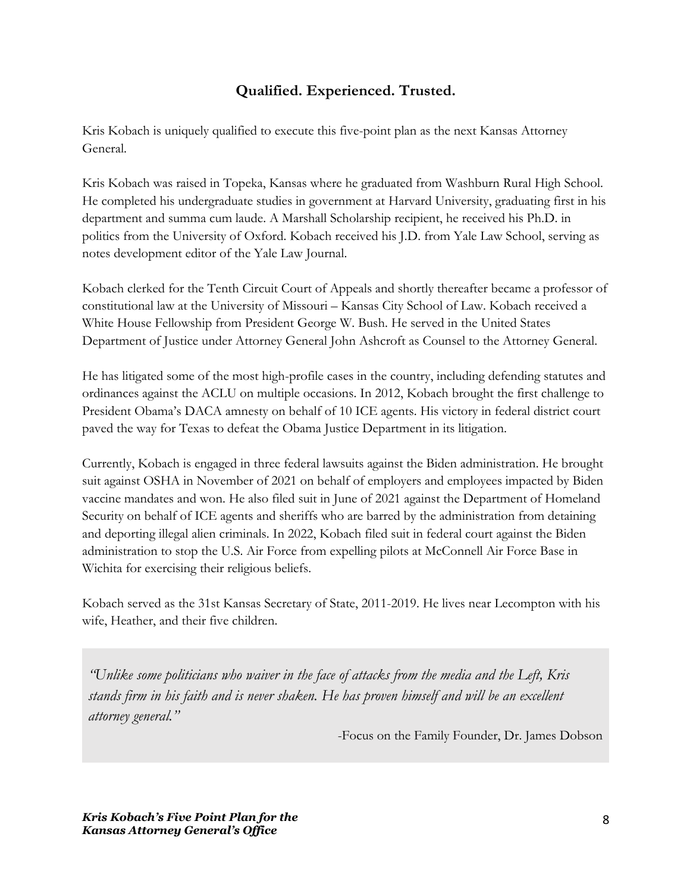## Qualified. Experienced. Trusted.

Kris Kobach is uniquely qualified to execute this five-point plan as the next Kansas Attorney General.

Kris Kobach was raised in Topeka, Kansas where he graduated from Washburn Rural High School. He completed his undergraduate studies in government at Harvard University, graduating first in his department and summa cum laude. A Marshall Scholarship recipient, he received his Ph.D. in politics from the University of Oxford. Kobach received his J.D. from Yale Law School, serving as notes development editor of the Yale Law Journal.

Kobach clerked for the Tenth Circuit Court of Appeals and shortly thereafter became a professor of constitutional law at the University of Missouri – Kansas City School of Law. Kobach received a White House Fellowship from President George W. Bush. He served in the United States Department of Justice under Attorney General John Ashcroft as Counsel to the Attorney General.

He has litigated some of the most high-profile cases in the country, including defending statutes and ordinances against the ACLU on multiple occasions. In 2012, Kobach brought the first challenge to President Obama's DACA amnesty on behalf of 10 ICE agents. His victory in federal district court paved the way for Texas to defeat the Obama Justice Department in its litigation.

Currently, Kobach is engaged in three federal lawsuits against the Biden administration. He brought suit against OSHA in November of 2021 on behalf of employers and employees impacted by Biden vaccine mandates and won. He also filed suit in June of 2021 against the Department of Homeland Security on behalf of ICE agents and sheriffs who are barred by the administration from detaining and deporting illegal alien criminals. In 2022, Kobach filed suit in federal court against the Biden administration to stop the U.S. Air Force from expelling pilots at McConnell Air Force Base in Wichita for exercising their religious beliefs.

Kobach served as the 31st Kansas Secretary of State, 2011-2019. He lives near Lecompton with his wife, Heather, and their five children.

> *"Unlike some politicians who waiver in the face of attacks from the media and the Left, Kris stands firm in his faith and is never shaken. He has proven himself and will be an excellent attorney general."*
>
> -Focus on the Family Founder, Dr. James Dobson